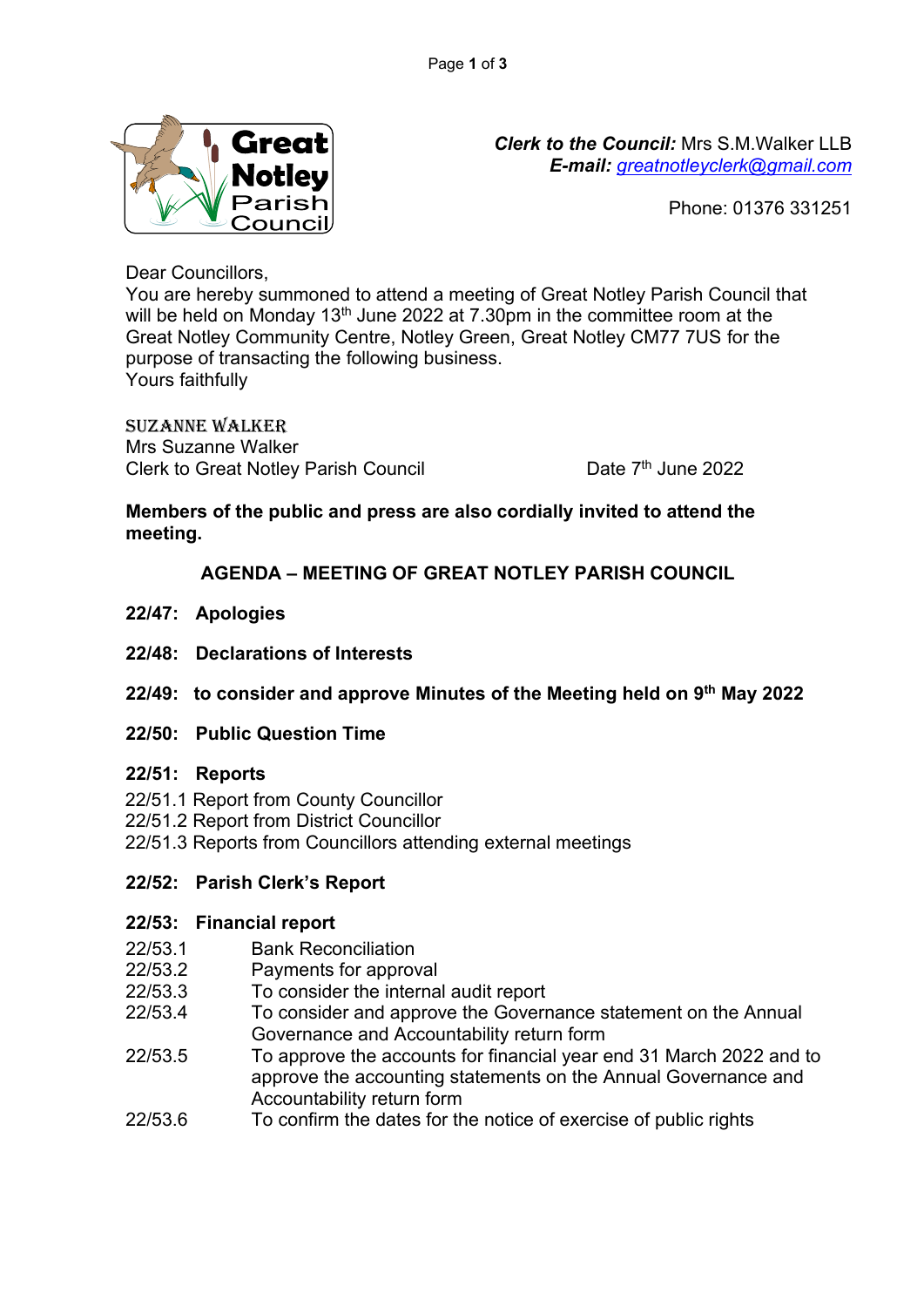Great Notley Parish Council

***Clerk to the Council:*** Mrs S.M.Walker LLB
***E-mail:*** greatnotleyclerk@gmail.com

Phone: 01376 331251

Dear Councillors,
You are hereby summoned to attend a meeting of Great Notley Parish Council that will be held on Monday 13th June 2022 at 7.30pm in the committee room at the Great Notley Community Centre, Notley Green, Great Notley CM77 7US for the purpose of transacting the following business.
Yours faithfully

SUZANNE WALKER
Mrs Suzanne Walker
Clerk to Great Notley Parish Council

Date 7th June 2022

**Members of the public and press are also cordially invited to attend the meeting.**

## AGENDA – MEETING OF GREAT NOTLEY PARISH COUNCIL

**22/47: Apologies**

**22/48: Declarations of Interests**

**22/49: to consider and approve Minutes of the Meeting held on 9th May 2022**

**22/50: Public Question Time**

**22/51: Reports**

22/51.1 Report from County Councillor
22/51.2 Report from District Councillor
22/51.3 Reports from Councillors attending external meetings

**22/52: Parish Clerk's Report**

**22/53: Financial report**

22/53.1 Bank Reconciliation
22/53.2 Payments for approval
22/53.3 To consider the internal audit report
22/53.4 To consider and approve the Governance statement on the Annual Governance and Accountability return form
22/53.5 To approve the accounts for financial year end 31 March 2022 and to approve the accounting statements on the Annual Governance and Accountability return form
22/53.6 To confirm the dates for the notice of exercise of public rights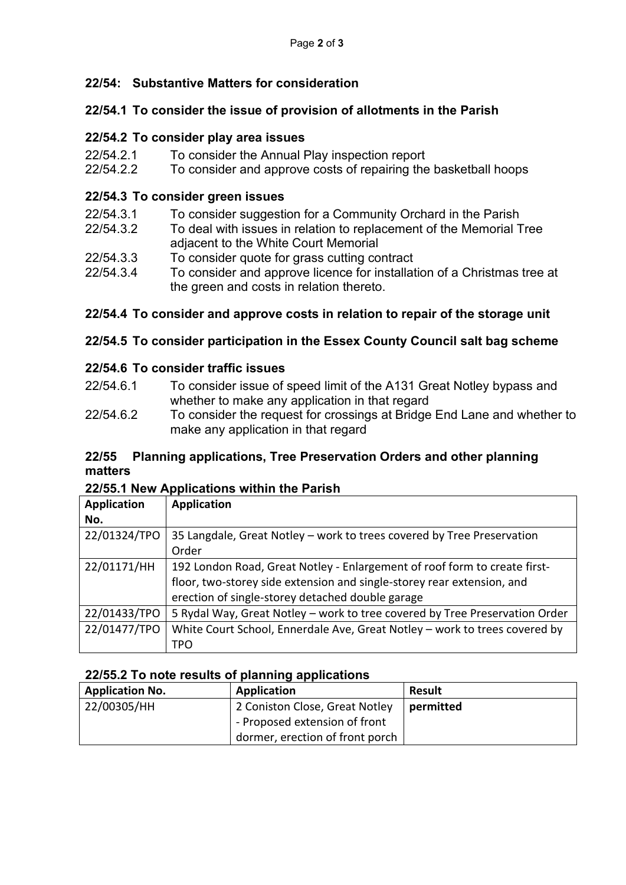### 22/54: Substantive Matters for consideration

#### 22/54.1 To consider the issue of provision of allotments in the Parish

#### 22/54.2 To consider play area issues

22/54.2.1 To consider the Annual Play inspection report
22/54.2.2 To consider and approve costs of repairing the basketball hoops

#### 22/54.3 To consider green issues

22/54.3.1 To consider suggestion for a Community Orchard in the Parish
22/54.3.2 To deal with issues in relation to replacement of the Memorial Tree adjacent to the White Court Memorial
22/54.3.3 To consider quote for grass cutting contract
22/54.3.4 To consider and approve licence for installation of a Christmas tree at the green and costs in relation thereto.

#### 22/54.4 To consider and approve costs in relation to repair of the storage unit

#### 22/54.5 To consider participation in the Essex County Council salt bag scheme

#### 22/54.6 To consider traffic issues

22/54.6.1 To consider issue of speed limit of the A131 Great Notley bypass and whether to make any application in that regard
22/54.6.2 To consider the request for crossings at Bridge End Lane and whether to make any application in that regard

### 22/55 Planning applications, Tree Preservation Orders and other planning matters

#### 22/55.1 New Applications within the Parish

| Application No. | Application |
|---|---|
| 22/01324/TPO | 35 Langdale, Great Notley – work to trees covered by Tree Preservation Order |
| 22/01171/HH | 192 London Road, Great Notley - Enlargement of roof form to create first-floor, two-storey side extension and single-storey rear extension, and erection of single-storey detached double garage |
| 22/01433/TPO | 5 Rydal Way, Great Notley – work to tree covered by Tree Preservation Order |
| 22/01477/TPO | White Court School, Ennerdale Ave, Great Notley – work to trees covered by TPO |

#### 22/55.2 To note results of planning applications

| Application No. | Application | Result |
|---|---|---|
| 22/00305/HH | 2 Coniston Close, Great Notley - Proposed extension of front dormer, erection of front porch | **permitted** |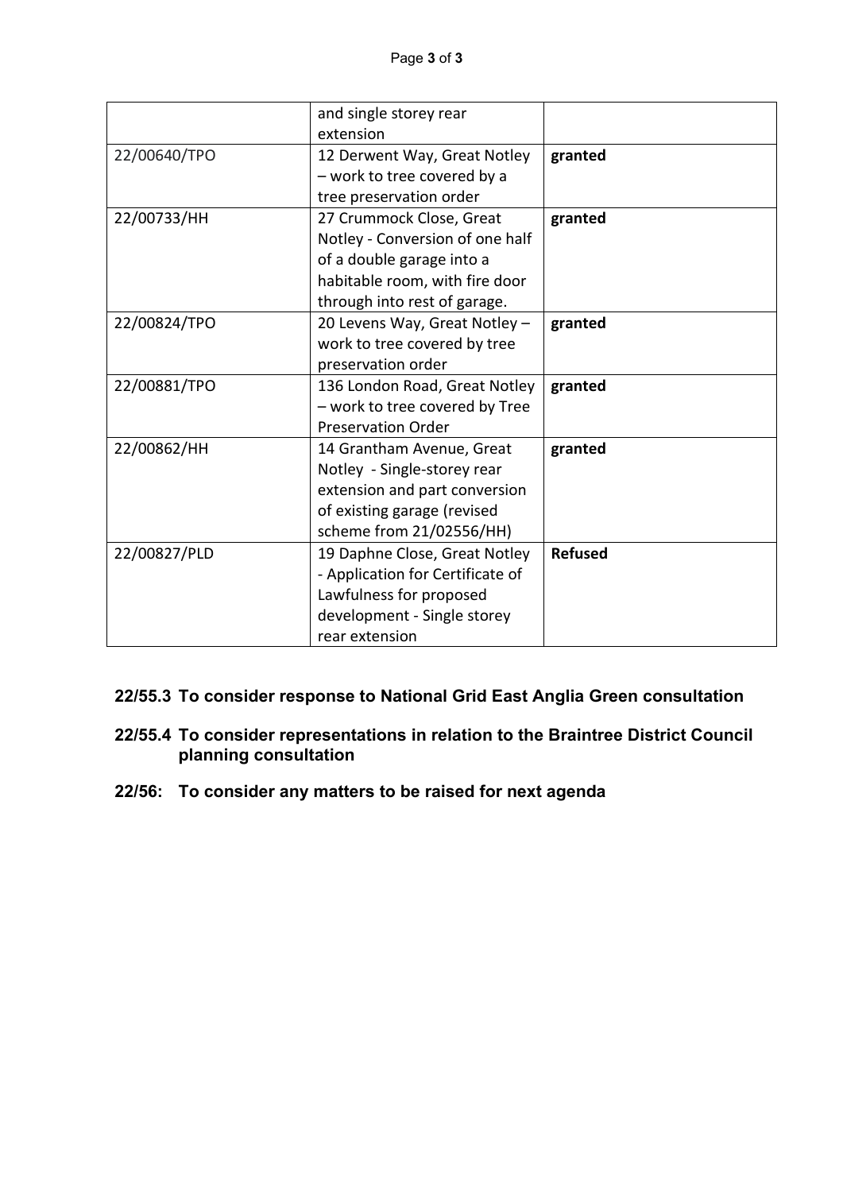| | | |
|---|---|---|
| | and single storey rear extension | |
| 22/00640/TPO | 12 Derwent Way, Great Notley – work to tree covered by a tree preservation order | **granted** |
| 22/00733/HH | 27 Crummock Close, Great Notley - Conversion of one half of a double garage into a habitable room, with fire door through into rest of garage. | **granted** |
| 22/00824/TPO | 20 Levens Way, Great Notley – work to tree covered by tree preservation order | **granted** |
| 22/00881/TPO | 136 London Road, Great Notley – work to tree covered by Tree Preservation Order | **granted** |
| 22/00862/HH | 14 Grantham Avenue, Great Notley - Single-storey rear extension and part conversion of existing garage (revised scheme from 21/02556/HH) | **granted** |
| 22/00827/PLD | 19 Daphne Close, Great Notley - Application for Certificate of Lawfulness for proposed development - Single storey rear extension | **Refused** |

**22/55.3 To consider response to National Grid East Anglia Green consultation**

**22/55.4 To consider representations in relation to the Braintree District Council planning consultation**

**22/56: To consider any matters to be raised for next agenda**